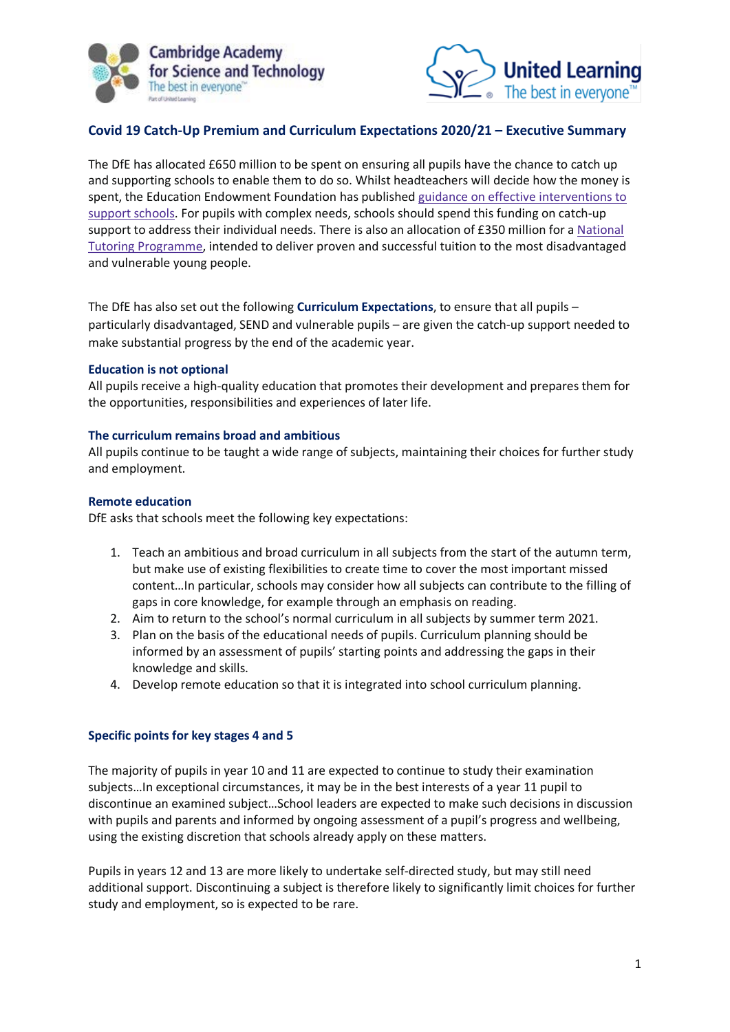Cambridge Academy for Science and Technology
The best in everyone™

United Learning
The best in everyone™

## Covid 19 Catch-Up Premium and Curriculum Expectations 2020/21 – Executive Summary

The DfE has allocated £650 million to be spent on ensuring all pupils have the chance to catch up and supporting schools to enable them to do so. Whilst headteachers will decide how the money is spent, the Education Endowment Foundation has published [guidance on effective interventions to support schools](). For pupils with complex needs, schools should spend this funding on catch-up support to address their individual needs. There is also an allocation of £350 million for a [National Tutoring Programme](), intended to deliver proven and successful tuition to the most disadvantaged and vulnerable young people.

The DfE has also set out the following **Curriculum Expectations**, to ensure that all pupils – particularly disadvantaged, SEND and vulnerable pupils – are given the catch-up support needed to make substantial progress by the end of the academic year.

### Education is not optional

All pupils receive a high-quality education that promotes their development and prepares them for the opportunities, responsibilities and experiences of later life.

### The curriculum remains broad and ambitious

All pupils continue to be taught a wide range of subjects, maintaining their choices for further study and employment.

### Remote education

DfE asks that schools meet the following key expectations:

1. Teach an ambitious and broad curriculum in all subjects from the start of the autumn term, but make use of existing flexibilities to create time to cover the most important missed content…In particular, schools may consider how all subjects can contribute to the filling of gaps in core knowledge, for example through an emphasis on reading.
2. Aim to return to the school's normal curriculum in all subjects by summer term 2021.
3. Plan on the basis of the educational needs of pupils. Curriculum planning should be informed by an assessment of pupils' starting points and addressing the gaps in their knowledge and skills.
4. Develop remote education so that it is integrated into school curriculum planning.

### Specific points for key stages 4 and 5

The majority of pupils in year 10 and 11 are expected to continue to study their examination subjects…In exceptional circumstances, it may be in the best interests of a year 11 pupil to discontinue an examined subject…School leaders are expected to make such decisions in discussion with pupils and parents and informed by ongoing assessment of a pupil's progress and wellbeing, using the existing discretion that schools already apply on these matters.

Pupils in years 12 and 13 are more likely to undertake self-directed study, but may still need additional support. Discontinuing a subject is therefore likely to significantly limit choices for further study and employment, so is expected to be rare.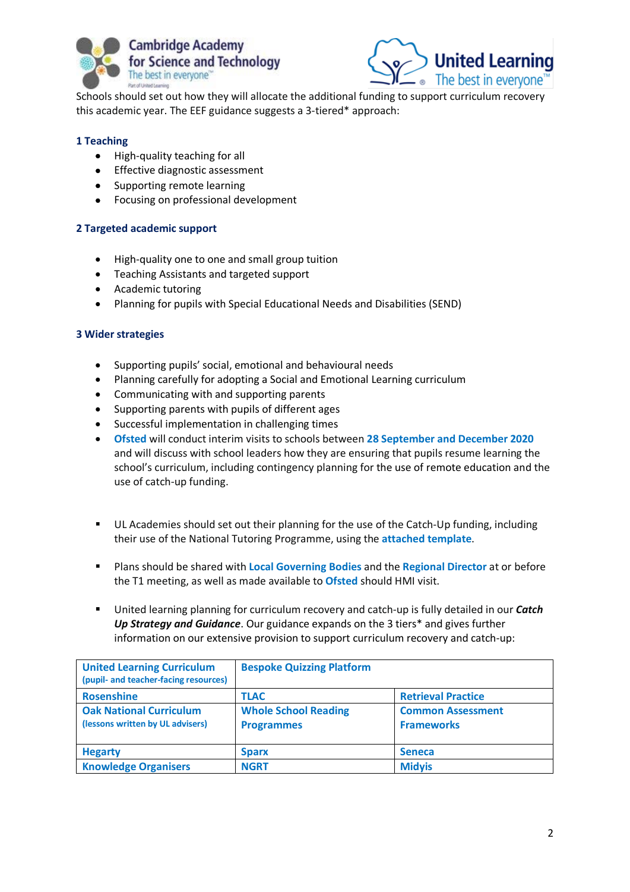Schools should set out how they will allocate the additional funding to support curriculum recovery this academic year. The EEF guidance suggests a 3-tiered* approach:

**1 Teaching**

- High-quality teaching for all
- Effective diagnostic assessment
- Supporting remote learning
- Focusing on professional development

**2 Targeted academic support**

- High-quality one to one and small group tuition
- Teaching Assistants and targeted support
- Academic tutoring
- Planning for pupils with Special Educational Needs and Disabilities (SEND)

**3 Wider strategies**

- Supporting pupils' social, emotional and behavioural needs
- Planning carefully for adopting a Social and Emotional Learning curriculum
- Communicating with and supporting parents
- Supporting parents with pupils of different ages
- Successful implementation in challenging times
- **Ofsted** will conduct interim visits to schools between **28 September and December 2020** and will discuss with school leaders how they are ensuring that pupils resume learning the school's curriculum, including contingency planning for the use of remote education and the use of catch-up funding.

- UL Academies should set out their planning for the use of the Catch-Up funding, including their use of the National Tutoring Programme, using the **attached template**.
- Plans should be shared with **Local Governing Bodies** and the **Regional Director** at or before the T1 meeting, as well as made available to **Ofsted** should HMI visit.
- United learning planning for curriculum recovery and catch-up is fully detailed in our ***Catch Up Strategy and Guidance***. Our guidance expands on the 3 tiers* and gives further information on our extensive provision to support curriculum recovery and catch-up:

| **United Learning Curriculum** (pupil- and teacher-facing resources) | **Bespoke Quizzing Platform** | |
|---|---|---|
| **Rosenshine** | **TLAC** | **Retrieval Practice** |
| **Oak National Curriculum** (lessons written by UL advisers) | **Whole School Reading Programmes** | **Common Assessment Frameworks** |
| **Hegarty** | **Sparx** | **Seneca** |
| **Knowledge Organisers** | **NGRT** | **Midyis** |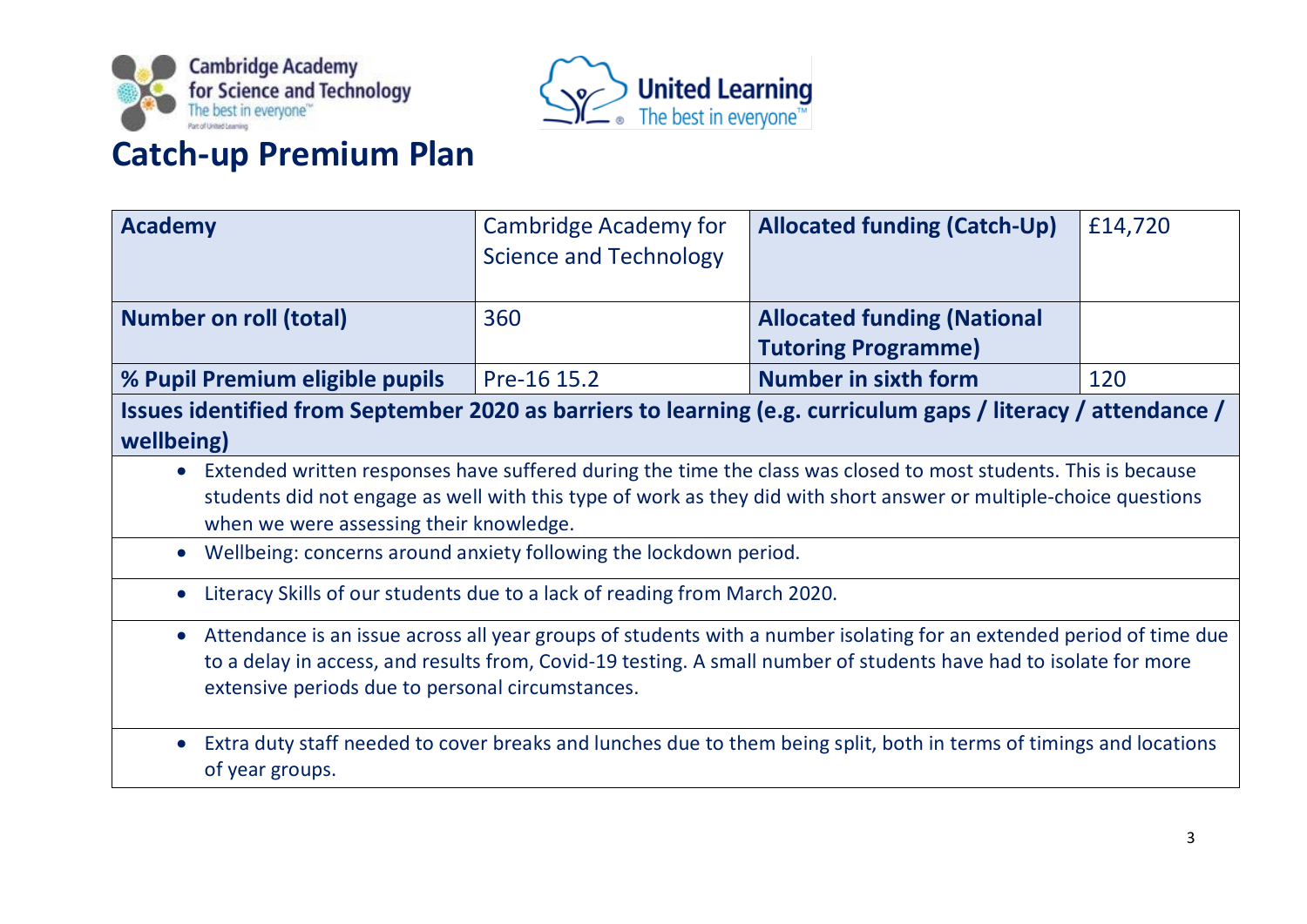# Catch-up Premium Plan

| **Academy** | Cambridge Academy for Science and Technology | **Allocated funding (Catch-Up)** | £14,720 |
|---|---|---|---|
| **Number on roll (total)** | 360 | **Allocated funding (National Tutoring Programme)** | |
| **% Pupil Premium eligible pupils** | Pre-16 15.2 | **Number in sixth form** | 120 |

**Issues identified from September 2020 as barriers to learning (e.g. curriculum gaps / literacy / attendance / wellbeing)**

- Extended written responses have suffered during the time the class was closed to most students. This is because students did not engage as well with this type of work as they did with short answer or multiple-choice questions when we were assessing their knowledge.
- Wellbeing: concerns around anxiety following the lockdown period.
- Literacy Skills of our students due to a lack of reading from March 2020.
- Attendance is an issue across all year groups of students with a number isolating for an extended period of time due to a delay in access, and results from, Covid-19 testing. A small number of students have had to isolate for more extensive periods due to personal circumstances.
- Extra duty staff needed to cover breaks and lunches due to them being split, both in terms of timings and locations of year groups.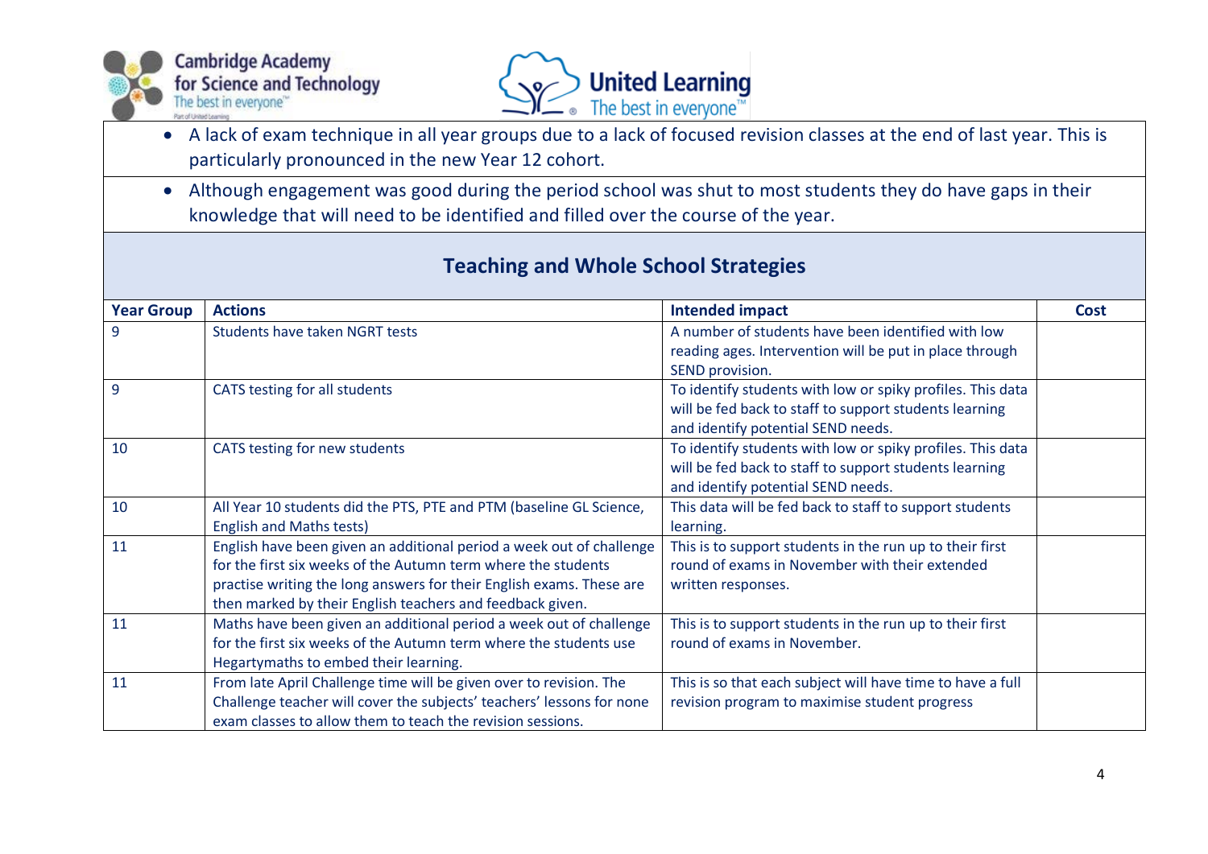- A lack of exam technique in all year groups due to a lack of focused revision classes at the end of last year. This is particularly pronounced in the new Year 12 cohort.
- Although engagement was good during the period school was shut to most students they do have gaps in their knowledge that will need to be identified and filled over the course of the year.

## Teaching and Whole School Strategies

| Year Group | Actions | Intended impact | Cost |
|---|---|---|---|
| 9 | Students have taken NGRT tests | A number of students have been identified with low reading ages. Intervention will be put in place through SEND provision. | |
| 9 | CATS testing for all students | To identify students with low or spiky profiles. This data will be fed back to staff to support students learning and identify potential SEND needs. | |
| 10 | CATS testing for new students | To identify students with low or spiky profiles. This data will be fed back to staff to support students learning and identify potential SEND needs. | |
| 10 | All Year 10 students did the PTS, PTE and PTM (baseline GL Science, English and Maths tests) | This data will be fed back to staff to support students learning. | |
| 11 | English have been given an additional period a week out of challenge for the first six weeks of the Autumn term where the students practise writing the long answers for their English exams. These are then marked by their English teachers and feedback given. | This is to support students in the run up to their first round of exams in November with their extended written responses. | |
| 11 | Maths have been given an additional period a week out of challenge for the first six weeks of the Autumn term where the students use Hegartymaths to embed their learning. | This is to support students in the run up to their first round of exams in November. | |
| 11 | From late April Challenge time will be given over to revision. The Challenge teacher will cover the subjects' teachers' lessons for none exam classes to allow them to teach the revision sessions. | This is so that each subject will have time to have a full revision program to maximise student progress | |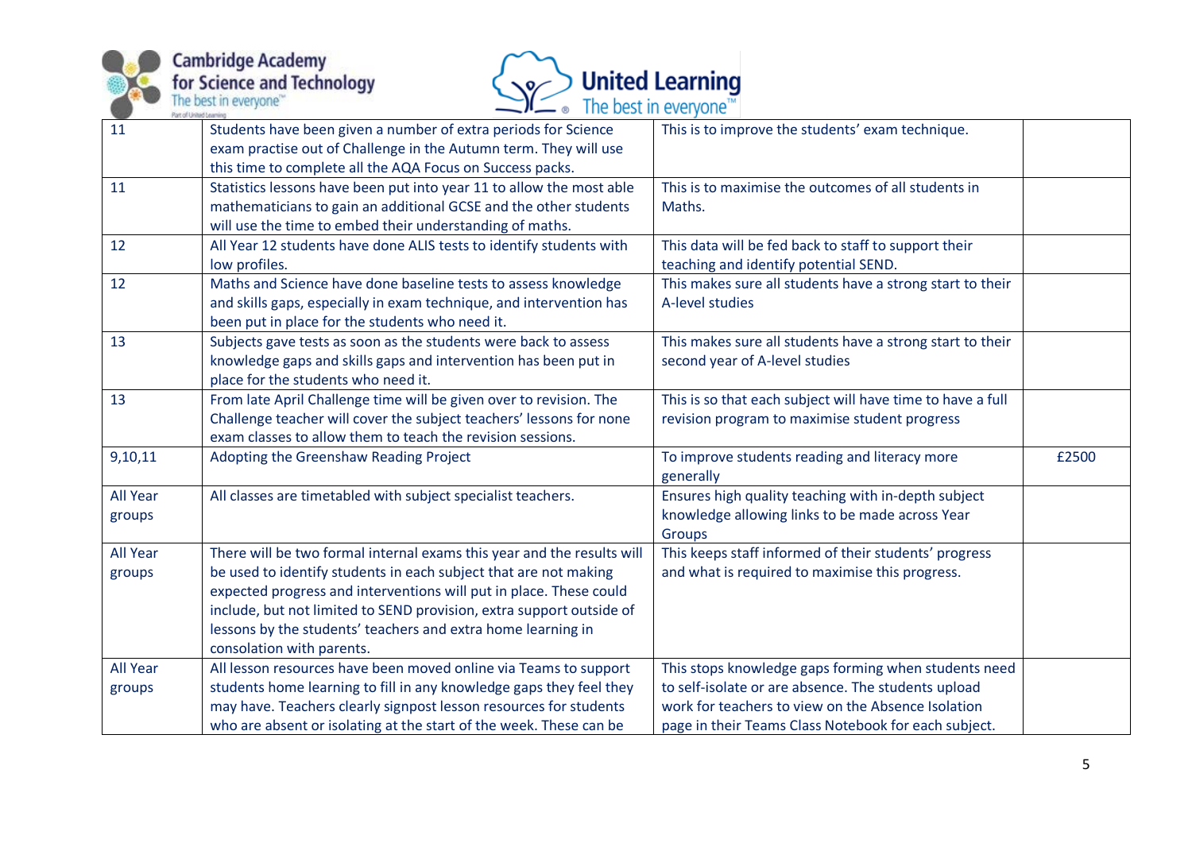| | | | |
|---|---|---|---|
| 11 | Students have been given a number of extra periods for Science exam practise out of Challenge in the Autumn term. They will use this time to complete all the AQA Focus on Success packs. | This is to improve the students' exam technique. | |
| 11 | Statistics lessons have been put into year 11 to allow the most able mathematicians to gain an additional GCSE and the other students will use the time to embed their understanding of maths. | This is to maximise the outcomes of all students in Maths. | |
| 12 | All Year 12 students have done ALIS tests to identify students with low profiles. | This data will be fed back to staff to support their teaching and identify potential SEND. | |
| 12 | Maths and Science have done baseline tests to assess knowledge and skills gaps, especially in exam technique, and intervention has been put in place for the students who need it. | This makes sure all students have a strong start to their A-level studies | |
| 13 | Subjects gave tests as soon as the students were back to assess knowledge gaps and skills gaps and intervention has been put in place for the students who need it. | This makes sure all students have a strong start to their second year of A-level studies | |
| 13 | From late April Challenge time will be given over to revision. The Challenge teacher will cover the subject teachers' lessons for none exam classes to allow them to teach the revision sessions. | This is so that each subject will have time to have a full revision program to maximise student progress | |
| 9,10,11 | Adopting the Greenshaw Reading Project | To improve students reading and literacy more generally | £2500 |
| All Year groups | All classes are timetabled with subject specialist teachers. | Ensures high quality teaching with in-depth subject knowledge allowing links to be made across Year Groups | |
| All Year groups | There will be two formal internal exams this year and the results will be used to identify students in each subject that are not making expected progress and interventions will put in place. These could include, but not limited to SEND provision, extra support outside of lessons by the students' teachers and extra home learning in consolation with parents. | This keeps staff informed of their students' progress and what is required to maximise this progress. | |
| All Year groups | All lesson resources have been moved online via Teams to support students home learning to fill in any knowledge gaps they feel they may have. Teachers clearly signpost lesson resources for students who are absent or isolating at the start of the week. These can be | This stops knowledge gaps forming when students need to self-isolate or are absence. The students upload work for teachers to view on the Absence Isolation page in their Teams Class Notebook for each subject. | |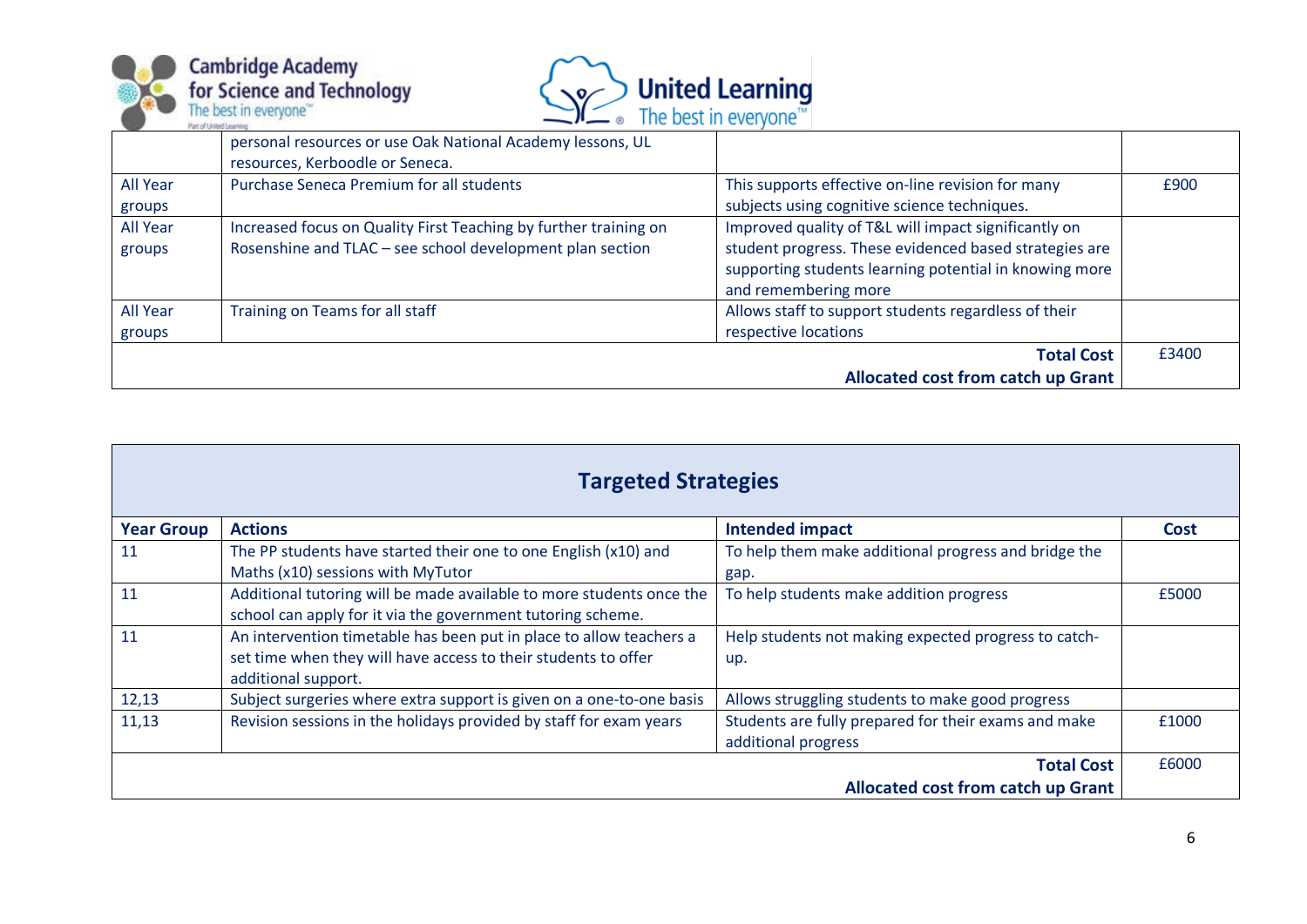| | | | |
|---|---|---|---|
| | personal resources or use Oak National Academy lessons, UL resources, Kerboodle or Seneca. | | |
| All Year groups | Purchase Seneca Premium for all students | This supports effective on-line revision for many subjects using cognitive science techniques. | £900 |
| All Year groups | Increased focus on Quality First Teaching by further training on Rosenshine and TLAC – see school development plan section | Improved quality of T&L will impact significantly on student progress. These evidenced based strategies are supporting students learning potential in knowing more and remembering more | |
| All Year groups | Training on Teams for all staff | Allows staff to support students regardless of their respective locations | |
| | | **Total Cost**<br>**Allocated cost from catch up Grant** | £3400 |

## Targeted Strategies

| Year Group | Actions | Intended impact | Cost |
|---|---|---|---|
| 11 | The PP students have started their one to one English (x10) and Maths (x10) sessions with MyTutor | To help them make additional progress and bridge the gap. | |
| 11 | Additional tutoring will be made available to more students once the school can apply for it via the government tutoring scheme. | To help students make addition progress | £5000 |
| 11 | An intervention timetable has been put in place to allow teachers a set time when they will have access to their students to offer additional support. | Help students not making expected progress to catch-up. | |
| 12,13 | Subject surgeries where extra support is given on a one-to-one basis | Allows struggling students to make good progress | |
| 11,13 | Revision sessions in the holidays provided by staff for exam years | Students are fully prepared for their exams and make additional progress | £1000 |
| | | **Total Cost**<br>**Allocated cost from catch up Grant** | £6000 |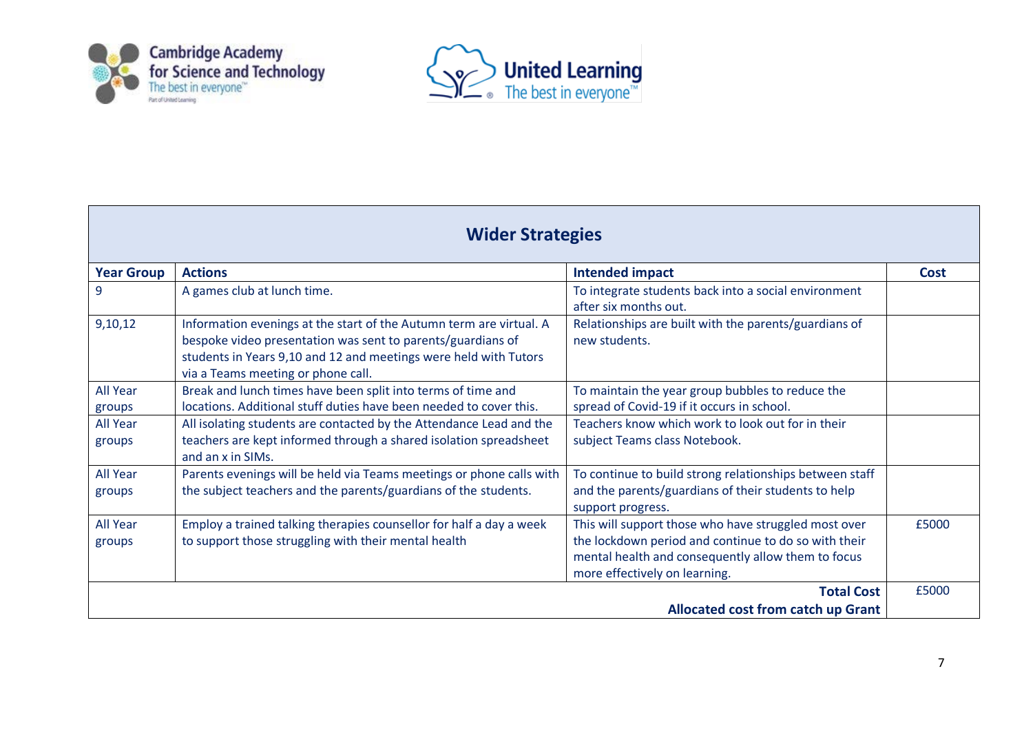| Wider Strategies | | | |
|---|---|---|---|
| **Year Group** | **Actions** | **Intended impact** | **Cost** |
| 9 | A games club at lunch time. | To integrate students back into a social environment after six months out. | |
| 9,10,12 | Information evenings at the start of the Autumn term are virtual. A bespoke video presentation was sent to parents/guardians of students in Years 9,10 and 12 and meetings were held with Tutors via a Teams meeting or phone call. | Relationships are built with the parents/guardians of new students. | |
| All Year groups | Break and lunch times have been split into terms of time and locations. Additional stuff duties have been needed to cover this. | To maintain the year group bubbles to reduce the spread of Covid-19 if it occurs in school. | |
| All Year groups | All isolating students are contacted by the Attendance Lead and the teachers are kept informed through a shared isolation spreadsheet and an x in SIMs. | Teachers know which work to look out for in their subject Teams class Notebook. | |
| All Year groups | Parents evenings will be held via Teams meetings or phone calls with the subject teachers and the parents/guardians of the students. | To continue to build strong relationships between staff and the parents/guardians of their students to help support progress. | |
| All Year groups | Employ a trained talking therapies counsellor for half a day a week to support those struggling with their mental health | This will support those who have struggled most over the lockdown period and continue to do so with their mental health and consequently allow them to focus more effectively on learning. | £5000 |
| | | **Total Cost**<br>**Allocated cost from catch up Grant** | £5000 |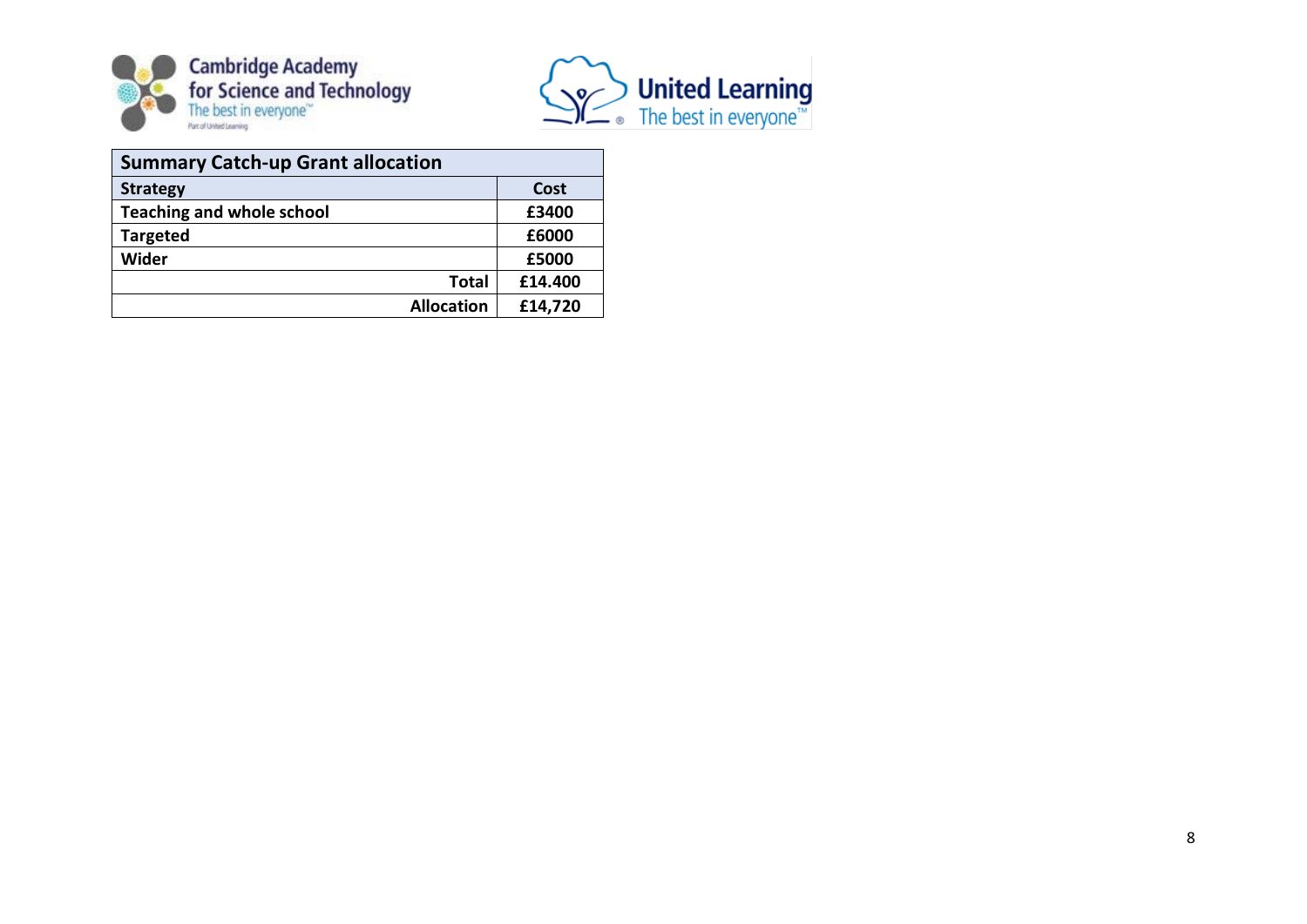| Summary Catch-up Grant allocation | |
|---|---|
| **Strategy** | **Cost** |
| **Teaching and whole school** | **£3400** |
| **Targeted** | **£6000** |
| **Wider** | **£5000** |
| **Total** | **£14.400** |
| **Allocation** | **£14,720** |